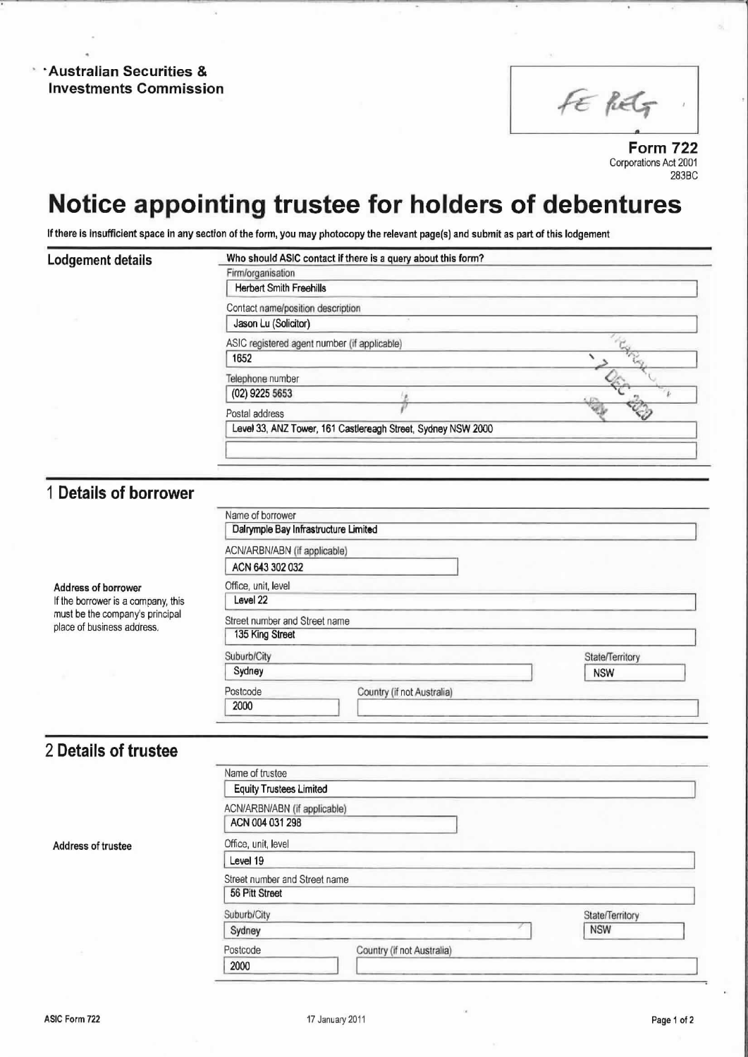**Australian Securities & Investments Commission**

FE Reg

**Form 722**
Corporations Act 2001
283BC

# Notice appointing trustee for holders of debentures

**If there is insufficient space in any section of the form, you may photocopy the relevant page(s) and submit as part of this lodgement**

## Lodgement details

**Who should ASIC contact if there is a query about this form?**

Firm/organisation
Herbert Smith Freehills

Contact name/position description
Jason Lu (Solicitor)

ASIC registered agent number (if applicable)
1652

Telephone number
(02) 9225 5653

Postal address
Level 33, ANZ Tower, 161 Castlereagh Street, Sydney NSW 2000

7 DEC 2020

## 1 Details of borrower

Name of borrower
Dalrymple Bay Infrastructure Limited

ACN/ARBN/ABN (if applicable)
ACN 643 302 032

**Address of borrower**
If the borrower is a company, this must be the company's principal place of business address.

Office, unit, level
Level 22

Street number and Street name
135 King Street

Suburb/City
Sydney

State/Territory
NSW

Postcode
2000

Country (if not Australia)

## 2 Details of trustee

Name of trustee
Equity Trustees Limited

ACN/ARBN/ABN (if applicable)
ACN 004 031 298

**Address of trustee**

Office, unit, level
Level 19

Street number and Street name
56 Pitt Street

Suburb/City
Sydney

State/Territory
NSW

Postcode
2000

Country (if not Australia)

ASIC Form 722 — 17 January 2011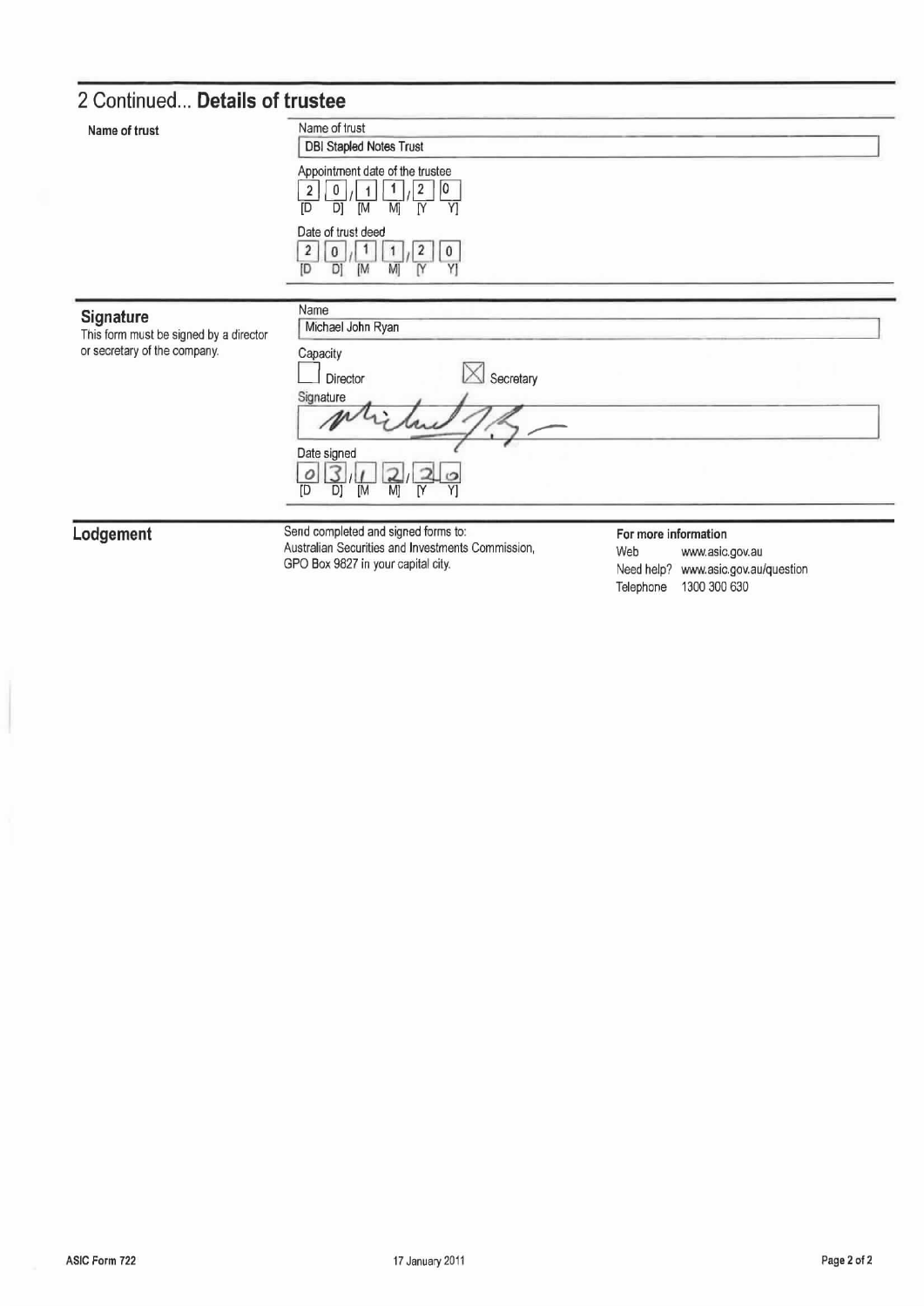## 2 Continued... Details of trustee

**Name of trust**

Name of trust

DBI Stapled Notes Trust

Appointment date of the trustee

20/11/20
[D D] [M M] [Y Y]

Date of trust deed

20/11/20
[D D] [M M] [Y Y]

## Signature

This form must be signed by a director or secretary of the company.

Name

Michael John Ryan

Capacity

☐ Director ☒ Secretary

Signature

[Signature]

Date signed

03/12/20
[D D] [M M] [Y Y]

## Lodgement

Send completed and signed forms to:
Australian Securities and Investments Commission,
GPO Box 9827 in your capital city.

**For more information**

Web www.asic.gov.au
Need help? www.asic.gov.au/question
Telephone 1300 300 630

ASIC Form 722 17 January 2011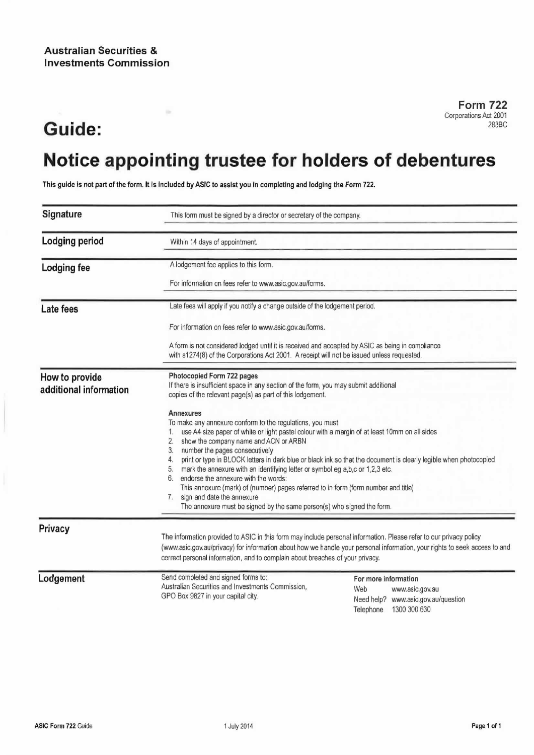**Australian Securities & Investments Commission**

**Form 722**
Corporations Act 2001
283BC

# Guide:

# Notice appointing trustee for holders of debentures

**This guide is not part of the form. It is included by ASIC to assist you in completing and lodging the Form 722.**

## Signature

This form must be signed by a director or secretary of the company.

## Lodging period

Within 14 days of appointment.

## Lodging fee

A lodgement fee applies to this form.

For information on fees refer to www.asic.gov.au/forms.

## Late fees

Late fees will apply if you notify a change outside of the lodgement period.

For information on fees refer to www.asic.gov.au/forms.

A form is not considered lodged until it is received and accepted by ASIC as being in compliance with s1274(8) of the Corporations Act 2001. A receipt will not be issued unless requested.

## How to provide additional information

**Photocopied Form 722 pages**
If there is insufficient space in any section of the form, you may submit additional copies of the relevant page(s) as part of this lodgement.

**Annexures**
To make any annexure conform to the regulations, you must

1. use A4 size paper of white or light pastel colour with a margin of at least 10mm on all sides
2. show the company name and ACN or ARBN
3. number the pages consecutively
4. print or type in BLOCK letters in dark blue or black ink so that the document is clearly legible when photocopied
5. mark the annexure with an identifying letter or symbol eg a,b,c or 1,2,3 etc.
6. endorse the annexure with the words:
   This annexure (mark) of (number) pages referred to in form (form number and title)
7. sign and date the annexure
   The annexure must be signed by the same person(s) who signed the form.

## Privacy

The information provided to ASIC in this form may include personal information. Please refer to our privacy policy (www.asic.gov.au/privacy) for information about how we handle your personal information, your rights to seek access to and correct personal information, and to complain about breaches of your privacy.

## Lodgement

Send completed and signed forms to:
Australian Securities and Investments Commission,
GPO Box 9827 in your capital city.

**For more information**
Web www.asic.gov.au
Need help? www.asic.gov.au/question
Telephone 1300 300 630